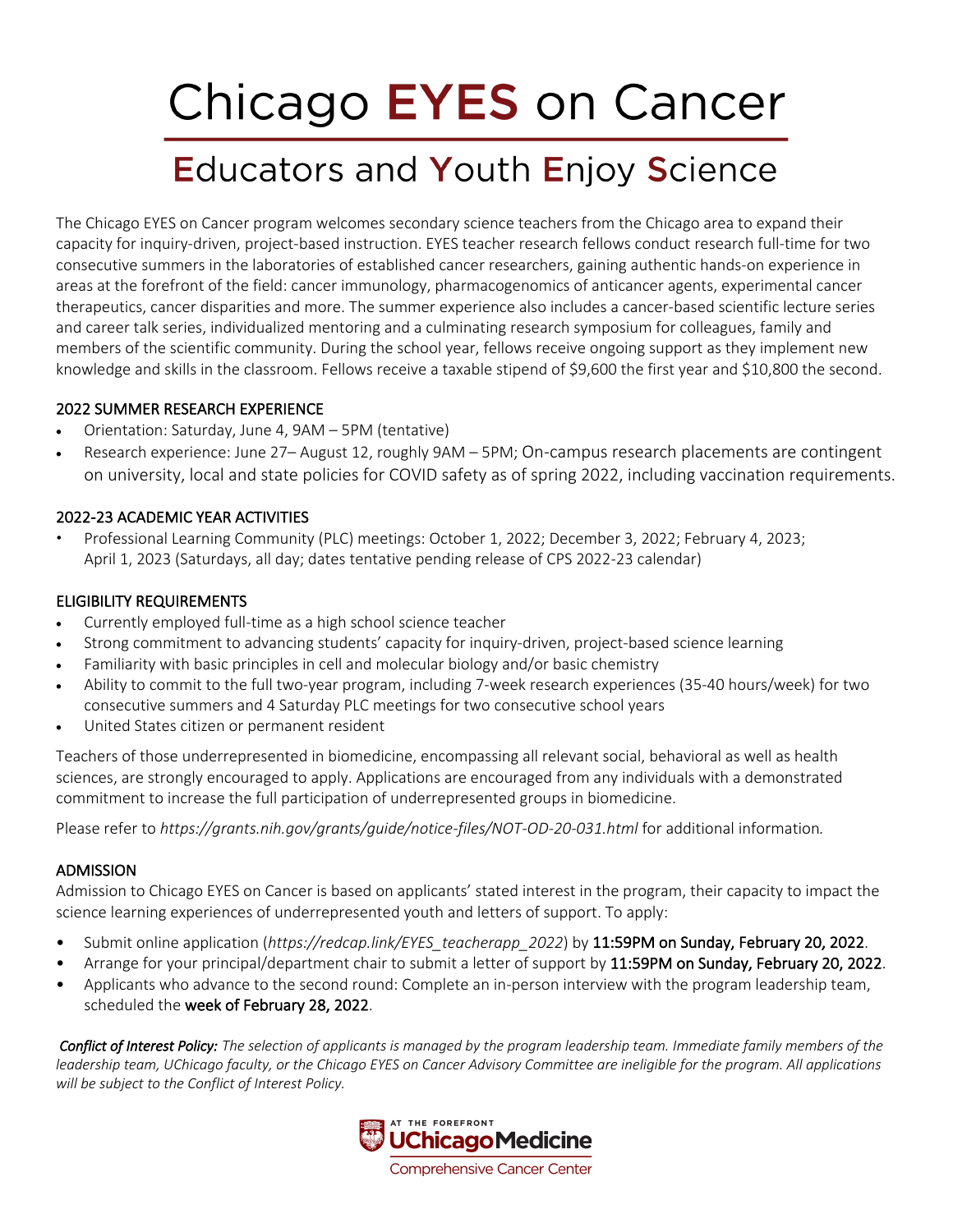# Chicago EYES on Cancer

## Educators and Youth Enjoy Science

The Chicago EYES on Cancer program welcomes secondary science teachers from the Chicago area to expand their capacity for inquiry-driven, project-based instruction. EYES teacher research fellows conduct research full-time for two consecutive summers in the laboratories of established cancer researchers, gaining authentic hands-on experience in areas at the forefront of the field: cancer immunology, pharmacogenomics of anticancer agents, experimental cancer therapeutics, cancer disparities and more. The summer experience also includes a cancer-based scientific lecture series and career talk series, individualized mentoring and a culminating research symposium for colleagues, family and members of the scientific community. During the school year, fellows receive ongoing support as they implement new knowledge and skills in the classroom. Fellows receive a taxable stipend of $9,600 the first year and $10,800 the second.

### 2022 SUMMER RESEARCH EXPERIENCE

- Orientation: Saturday, June 4, 9AM – 5PM (tentative)
- Research experience: June 27– August 12, roughly 9AM – 5PM; On-campus research placements are contingent on university, local and state policies for COVID safety as of spring 2022, including vaccination requirements.

### 2022-23 ACADEMIC YEAR ACTIVITIES

- Professional Learning Community (PLC) meetings: October 1, 2022; December 3, 2022; February 4, 2023; April 1, 2023 (Saturdays, all day; dates tentative pending release of CPS 2022-23 calendar)

### ELIGIBILITY REQUIREMENTS

- Currently employed full-time as a high school science teacher
- Strong commitment to advancing students' capacity for inquiry-driven, project-based science learning
- Familiarity with basic principles in cell and molecular biology and/or basic chemistry
- Ability to commit to the full two-year program, including 7-week research experiences (35-40 hours/week) for two consecutive summers and 4 Saturday PLC meetings for two consecutive school years
- United States citizen or permanent resident

Teachers of those underrepresented in biomedicine, encompassing all relevant social, behavioral as well as health sciences, are strongly encouraged to apply. Applications are encouraged from any individuals with a demonstrated commitment to increase the full participation of underrepresented groups in biomedicine.

Please refer to *https://grants.nih.gov/grants/guide/notice-files/NOT-OD-20-031.html* for additional information.

### ADMISSION

Admission to Chicago EYES on Cancer is based on applicants' stated interest in the program, their capacity to impact the science learning experiences of underrepresented youth and letters of support. To apply:

- Submit online application (*https://redcap.link/EYES_teacherapp_2022*) by 11:59PM on Sunday, February 20, 2022.
- Arrange for your principal/department chair to submit a letter of support by 11:59PM on Sunday, February 20, 2022.
- Applicants who advance to the second round: Complete an in-person interview with the program leadership team, scheduled the week of February 28, 2022.

***Conflict of Interest Policy:*** *The selection of applicants is managed by the program leadership team. Immediate family members of the leadership team, UChicago faculty, or the Chicago EYES on Cancer Advisory Committee are ineligible for the program. All applications will be subject to the Conflict of Interest Policy.*

AT THE FOREFRONT
UChicago Medicine
Comprehensive Cancer Center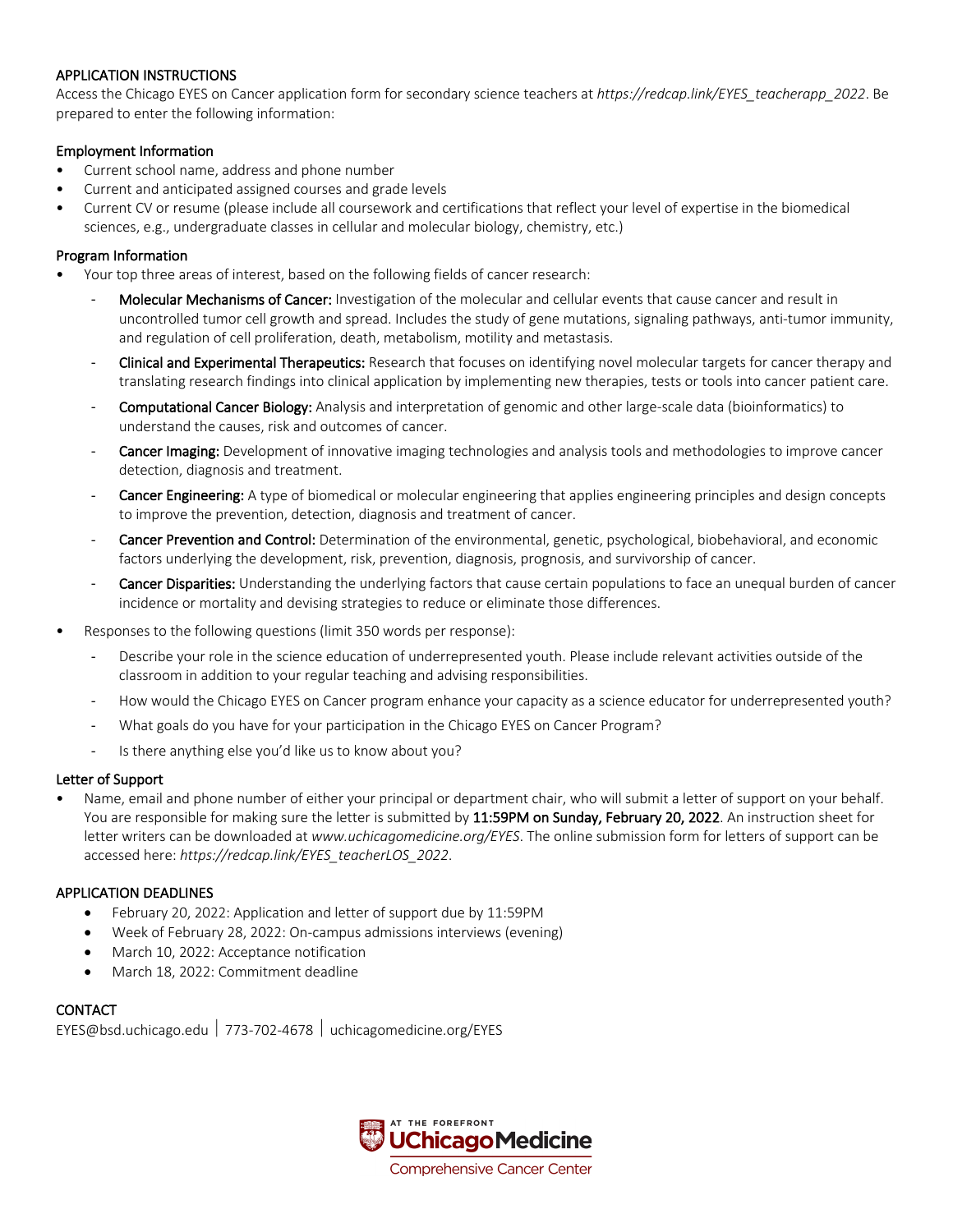## APPLICATION INSTRUCTIONS

Access the Chicago EYES on Cancer application form for secondary science teachers at *https://redcap.link/EYES_teacherapp_2022*. Be prepared to enter the following information:

### Employment Information

- Current school name, address and phone number
- Current and anticipated assigned courses and grade levels
- Current CV or resume (please include all coursework and certifications that reflect your level of expertise in the biomedical sciences, e.g., undergraduate classes in cellular and molecular biology, chemistry, etc.)

### Program Information

- Your top three areas of interest, based on the following fields of cancer research:
  - **Molecular Mechanisms of Cancer:** Investigation of the molecular and cellular events that cause cancer and result in uncontrolled tumor cell growth and spread. Includes the study of gene mutations, signaling pathways, anti-tumor immunity, and regulation of cell proliferation, death, metabolism, motility and metastasis.
  - **Clinical and Experimental Therapeutics:** Research that focuses on identifying novel molecular targets for cancer therapy and translating research findings into clinical application by implementing new therapies, tests or tools into cancer patient care.
  - **Computational Cancer Biology:** Analysis and interpretation of genomic and other large-scale data (bioinformatics) to understand the causes, risk and outcomes of cancer.
  - **Cancer Imaging:** Development of innovative imaging technologies and analysis tools and methodologies to improve cancer detection, diagnosis and treatment.
  - **Cancer Engineering:** A type of biomedical or molecular engineering that applies engineering principles and design concepts to improve the prevention, detection, diagnosis and treatment of cancer.
  - **Cancer Prevention and Control:** Determination of the environmental, genetic, psychological, biobehavioral, and economic factors underlying the development, risk, prevention, diagnosis, prognosis, and survivorship of cancer.
  - **Cancer Disparities:** Understanding the underlying factors that cause certain populations to face an unequal burden of cancer incidence or mortality and devising strategies to reduce or eliminate those differences.
- Responses to the following questions (limit 350 words per response):
  - Describe your role in the science education of underrepresented youth. Please include relevant activities outside of the classroom in addition to your regular teaching and advising responsibilities.
  - How would the Chicago EYES on Cancer program enhance your capacity as a science educator for underrepresented youth?
  - What goals do you have for your participation in the Chicago EYES on Cancer Program?
  - Is there anything else you'd like us to know about you?

### Letter of Support

- Name, email and phone number of either your principal or department chair, who will submit a letter of support on your behalf. You are responsible for making sure the letter is submitted by **11:59PM on Sunday, February 20, 2022**. An instruction sheet for letter writers can be downloaded at *www.uchicagomedicine.org/EYES*. The online submission form for letters of support can be accessed here: *https://redcap.link/EYES_teacherLOS_2022*.

## APPLICATION DEADLINES

- February 20, 2022: Application and letter of support due by 11:59PM
- Week of February 28, 2022: On-campus admissions interviews (evening)
- March 10, 2022: Acceptance notification
- March 18, 2022: Commitment deadline

## CONTACT

EYES@bsd.uchicago.edu | 773-702-4678 | uchicagomedicine.org/EYES

AT THE FOREFRONT
UChicago Medicine
Comprehensive Cancer Center